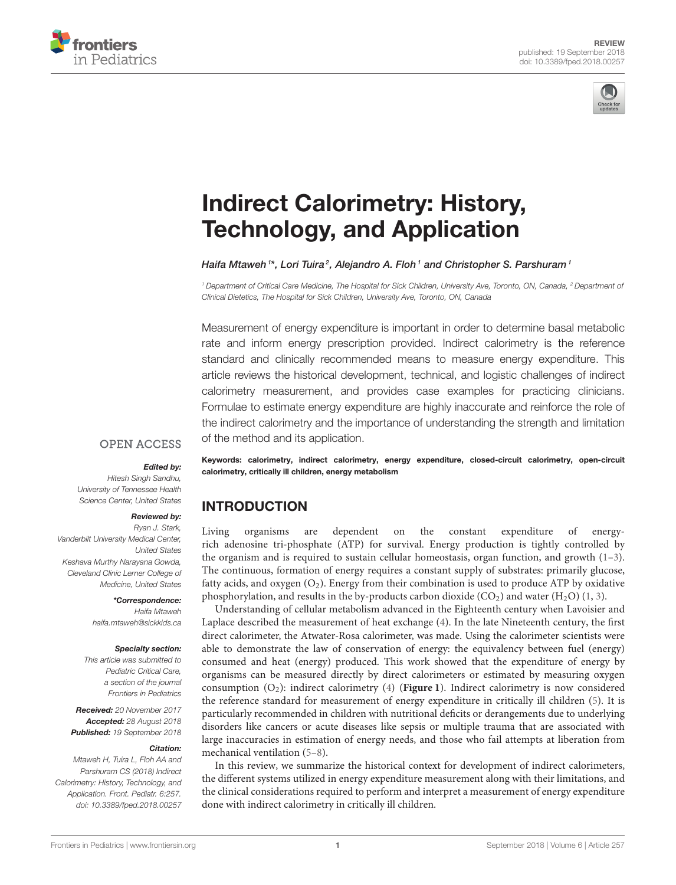# Indirect Calorimetry: History, Technology, and Application

*Haifa Mtaweh[1]\*, Lori Tuira[2], Alejandro A. Floh[1] and Christopher S. Parshuram[1]*

[1] Department of Critical Care Medicine, The Hospital for Sick Children, University Ave, Toronto, ON, Canada, [2] Department of Clinical Dietetics, The Hospital for Sick Children, University Ave, Toronto, ON, Canada

Measurement of energy expenditure is important in order to determine basal metabolic rate and inform energy prescription provided. Indirect calorimetry is the reference standard and clinically recommended means to measure energy expenditure. This article reviews the historical development, technical, and logistic challenges of indirect calorimetry measurement, and provides case examples for practicing clinicians. Formulae to estimate energy expenditure are highly inaccurate and reinforce the role of the indirect calorimetry and the importance of understanding the strength and limitation of the method and its application.

**Keywords: calorimetry, indirect calorimetry, energy expenditure, closed-circuit calorimetry, open-circuit calorimetry, critically ill children, energy metabolism**

OPEN ACCESS

***Edited by:***
Hitesh Singh Sandhu,
University of Tennessee Health Science Center, United States

***Reviewed by:***
Ryan J. Stark,
Vanderbilt University Medical Center, United States
Keshava Murthy Narayana Gowda,
Cleveland Clinic Lerner College of Medicine, United States

***\*Correspondence:***
Haifa Mtaweh
haifa.mtaweh@sickkids.ca

***Specialty section:***
This article was submitted to Pediatric Critical Care, a section of the journal Frontiers in Pediatrics

***Received:*** 20 November 2017
***Accepted:*** 28 August 2018
***Published:*** 19 September 2018

***Citation:***
Mtaweh H, Tuira L, Floh AA and Parshuram CS (2018) Indirect Calorimetry: History, Technology, and Application. Front. Pediatr. 6:257. doi: 10.3389/fped.2018.00257

## INTRODUCTION

Living organisms are dependent on the constant expenditure of energy-rich adenosine tri-phosphate (ATP) for survival. Energy production is tightly controlled by the organism and is required to sustain cellular homeostasis, organ function, and growth (1–3). The continuous, formation of energy requires a constant supply of substrates: primarily glucose, fatty acids, and oxygen ($O_2$). Energy from their combination is used to produce ATP by oxidative phosphorylation, and results in the by-products carbon dioxide ($CO_2$) and water ($H_2O$) (1, 3).

Understanding of cellular metabolism advanced in the Eighteenth century when Lavoisier and Laplace described the measurement of heat exchange (4). In the late Nineteenth century, the first direct calorimeter, the Atwater-Rosa calorimeter, was made. Using the calorimeter scientists were able to demonstrate the law of conservation of energy: the equivalency between fuel (energy) consumed and heat (energy) produced. This work showed that the expenditure of energy by organisms can be measured directly by direct calorimeters or estimated by measuring oxygen consumption ($O_2$): indirect calorimetry (4) (**Figure 1**). Indirect calorimetry is now considered the reference standard for measurement of energy expenditure in critically ill children (5). It is particularly recommended in children with nutritional deficits or derangements due to underlying disorders like cancers or acute diseases like sepsis or multiple trauma that are associated with large inaccuracies in estimation of energy needs, and those who fail attempts at liberation from mechanical ventilation (5–8).

In this review, we summarize the historical context for development of indirect calorimeters, the different systems utilized in energy expenditure measurement along with their limitations, and the clinical considerations required to perform and interpret a measurement of energy expenditure done with indirect calorimetry in critically ill children.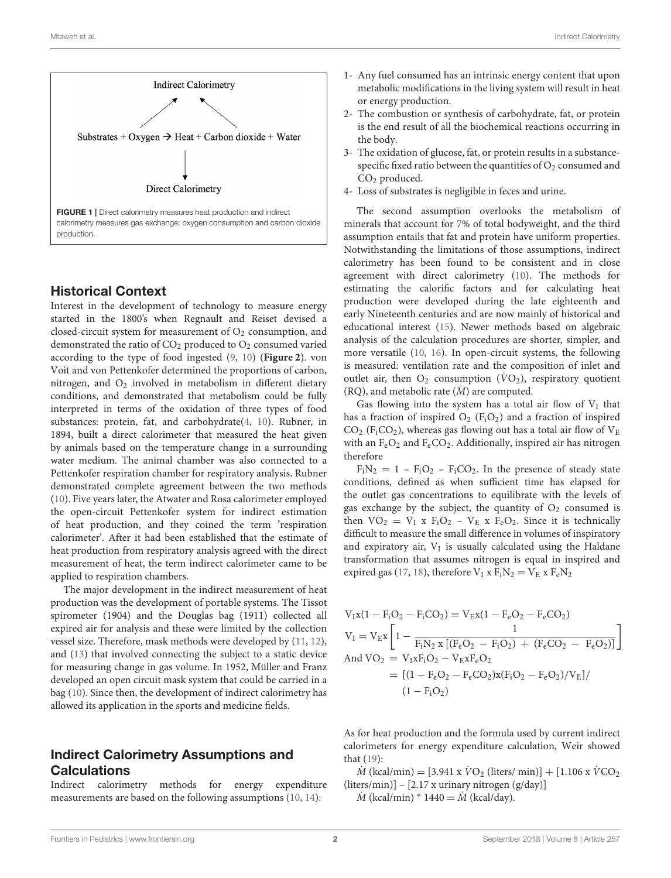Indirect Calorimetry

Substrates + Oxygen → Heat + Carbon dioxide + Water

Direct Calorimetry

**FIGURE 1** | Direct calorimetry measures heat production and indirect calorimetry measures gas exchange: oxygen consumption and carbon dioxide production.

## Historical Context

Interest in the development of technology to measure energy started in the 1800's when Regnault and Reiset devised a closed-circuit system for measurement of $O_2$ consumption, and demonstrated the ratio of $CO_2$ produced to $O_2$ consumed varied according to the type of food ingested (9, 10) (**Figure 2**). von Voit and von Pettenkofer determined the proportions of carbon, nitrogen, and $O_2$ involved in metabolism in different dietary conditions, and demonstrated that metabolism could be fully interpreted in terms of the oxidation of three types of food substances: protein, fat, and carbohydrate(4, 10). Rubner, in 1894, built a direct calorimeter that measured the heat given by animals based on the temperature change in a surrounding water medium. The animal chamber was also connected to a Pettenkofer respiration chamber for respiratory analysis. Rubner demonstrated complete agreement between the two methods (10). Five years later, the Atwater and Rosa calorimeter employed the open-circuit Pettenkofer system for indirect estimation of heat production, and they coined the term 'respiration calorimeter'. After it had been established that the estimate of heat production from respiratory analysis agreed with the direct measurement of heat, the term indirect calorimeter came to be applied to respiration chambers.

The major development in the indirect measurement of heat production was the development of portable systems. The Tissot spirometer (1904) and the Douglas bag (1911) collected all expired air for analysis and these were limited by the collection vessel size. Therefore, mask methods were developed by (11, 12), and (13) that involved connecting the subject to a static device for measuring change in gas volume. In 1952, Müller and Franz developed an open circuit mask system that could be carried in a bag (10). Since then, the development of indirect calorimetry has allowed its application in the sports and medicine fields.

## Indirect Calorimetry Assumptions and Calculations

Indirect calorimetry methods for energy expenditure measurements are based on the following assumptions (10, 14):

1- Any fuel consumed has an intrinsic energy content that upon metabolic modifications in the living system will result in heat or energy production.
2- The combustion or synthesis of carbohydrate, fat, or protein is the end result of all the biochemical reactions occurring in the body.
3- The oxidation of glucose, fat, or protein results in a substance-specific fixed ratio between the quantities of $O_2$ consumed and $CO_2$ produced.
4- Loss of substrates is negligible in feces and urine.

The second assumption overlooks the metabolism of minerals that account for 7% of total bodyweight, and the third assumption entails that fat and protein have uniform properties. Notwithstanding the limitations of those assumptions, indirect calorimetry has been found to be consistent and in close agreement with direct calorimetry (10). The methods for estimating the calorific factors and for calculating heat production were developed during the late eighteenth and early Nineteenth centuries and are now mainly of historical and educational interest (15). Newer methods based on algebraic analysis of the calculation procedures are shorter, simpler, and more versatile (10, 16). In open-circuit systems, the following is measured: ventilation rate and the composition of inlet and outlet air, then $O_2$ consumption ($\dot{V}O_2$), respiratory quotient (RQ), and metabolic rate ($\dot{M}$) are computed.

Gas flowing into the system has a total air flow of $V_I$ that has a fraction of inspired $O_2$ ($F_iO_2$) and a fraction of inspired $CO_2$ ($F_iCO_2$), whereas gas flowing out has a total air flow of $V_E$ with an $F_eO_2$ and $F_eCO_2$. Additionally, inspired air has nitrogen therefore

$F_iN_2 = 1 - F_iO_2 - F_iCO_2$. In the presence of steady state conditions, defined as when sufficient time has elapsed for the outlet gas concentrations to equilibrate with the levels of gas exchange by the subject, the quantity of $O_2$ consumed is then $VO_2 = V_I \times F_iO_2 - V_E \times F_eO_2$. Since it is technically difficult to measure the small difference in volumes of inspiratory and expiratory air, $V_I$ is usually calculated using the Haldane transformation that assumes nitrogen is equal in inspired and expired gas (17, 18), therefore $V_I \times F_iN_2 = V_E \times F_eN_2$

$$V_I x(1 - F_iO_2 - F_iCO_2) = V_E x(1 - F_eO_2 - F_eCO_2)$$

$$V_I = V_E x\left[1 - \frac{1}{F_iN_2 \text{ x } [(F_eO_2 - F_iO_2) + (F_eCO_2 - F_eO_2)]}\right]$$

$$\text{And } VO_2 = V_I x F_iO_2 - V_E x F_e O_2$$

$$= [(1 - F_eO_2 - F_eCO_2)x(F_iO_2 - F_eO_2)/V_E]/(1 - F_iO_2)$$

As for heat production and the formula used by current indirect calorimeters for energy expenditure calculation, Weir showed that (19):

$\dot{M}$ (kcal/min) = [3.941 x $\dot{V}O_2$ (liters/ min)] + [1.106 x $\dot{V}CO_2$ (liters/min)] – [2.17 x urinary nitrogen (g/day)]

$\dot{M}$ (kcal/min) * 1440 = $\dot{M}$ (kcal/day).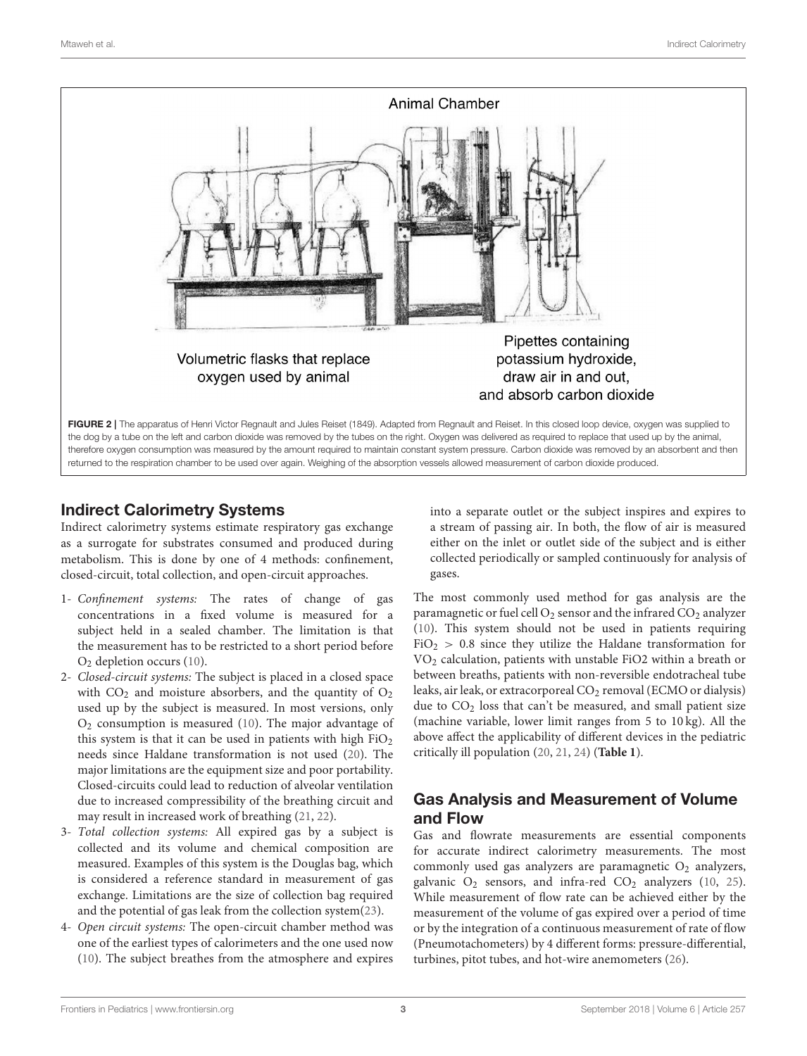Animal Chamber

Volumetric flasks that replace oxygen used by animal

Pipettes containing potassium hydroxide, draw air in and out, and absorb carbon dioxide

**FIGURE 2 |** The apparatus of Henri Victor Regnault and Jules Reiset (1849). Adapted from Regnault and Reiset. In this closed loop device, oxygen was supplied to the dog by a tube on the left and carbon dioxide was removed by the tubes on the right. Oxygen was delivered as required to replace that used up by the animal, therefore oxygen consumption was measured by the amount required to maintain constant system pressure. Carbon dioxide was removed by an absorbent and then returned to the respiration chamber to be used over again. Weighing of the absorption vessels allowed measurement of carbon dioxide produced.

## Indirect Calorimetry Systems

Indirect calorimetry systems estimate respiratory gas exchange as a surrogate for substrates consumed and produced during metabolism. This is done by one of 4 methods: confinement, closed-circuit, total collection, and open-circuit approaches.

1- *Confinement systems:* The rates of change of gas concentrations in a fixed volume is measured for a subject held in a sealed chamber. The limitation is that the measurement has to be restricted to a short period before $O_2$ depletion occurs (10).

2- *Closed-circuit systems:* The subject is placed in a closed space with $CO_2$ and moisture absorbers, and the quantity of $O_2$ used up by the subject is measured. In most versions, only $O_2$ consumption is measured (10). The major advantage of this system is that it can be used in patients with high $FiO_2$ needs since Haldane transformation is not used (20). The major limitations are the equipment size and poor portability. Closed-circuits could lead to reduction of alveolar ventilation due to increased compressibility of the breathing circuit and may result in increased work of breathing (21, 22).

3- *Total collection systems:* All expired gas by a subject is collected and its volume and chemical composition are measured. Examples of this system is the Douglas bag, which is considered a reference standard in measurement of gas exchange. Limitations are the size of collection bag required and the potential of gas leak from the collection system(23).

4- *Open circuit systems:* The open-circuit chamber method was one of the earliest types of calorimeters and the one used now (10). The subject breathes from the atmosphere and expires into a separate outlet or the subject inspires and expires to a stream of passing air. In both, the flow of air is measured either on the inlet or outlet side of the subject and is either collected periodically or sampled continuously for analysis of gases.

The most commonly used method for gas analysis are the paramagnetic or fuel cell $O_2$ sensor and the infrared $CO_2$ analyzer (10). This system should not be used in patients requiring $FiO_2 > 0.8$ since they utilize the Haldane transformation for $VO_2$ calculation, patients with unstable FiO2 within a breath or between breaths, patients with non-reversible endotracheal tube leaks, air leak, or extracorporeal $CO_2$ removal (ECMO or dialysis) due to $CO_2$ loss that can't be measured, and small patient size (machine variable, lower limit ranges from 5 to 10 kg). All the above affect the applicability of different devices in the pediatric critically ill population (20, 21, 24) (**Table 1**).

## Gas Analysis and Measurement of Volume and Flow

Gas and flowrate measurements are essential components for accurate indirect calorimetry measurements. The most commonly used gas analyzers are paramagnetic $O_2$ analyzers, galvanic $O_2$ sensors, and infra-red $CO_2$ analyzers (10, 25). While measurement of flow rate can be achieved either by the measurement of the volume of gas expired over a period of time or by the integration of a continuous measurement of rate of flow (Pneumotachometers) by 4 different forms: pressure-differential, turbines, pitot tubes, and hot-wire anemometers (26).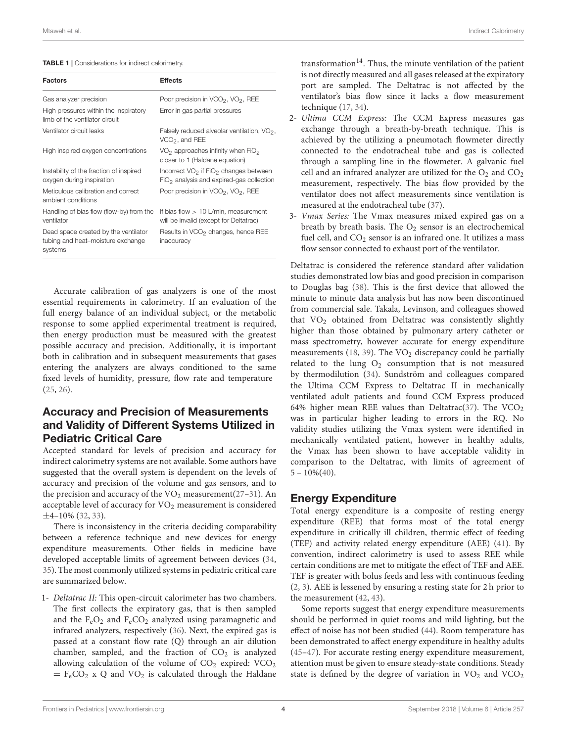**TABLE 1** | Considerations for indirect calorimetry.

| Factors | Effects |
|---|---|
| Gas analyzer precision | Poor precision in $VCO_2$, $VO_2$, REE |
| High pressures within the inspiratory limb of the ventilator circuit | Error in gas partial pressures |
| Ventilator circuit leaks | Falsely reduced alveolar ventilation, $VO_2$, $VCO_2$, and REE |
| High inspired oxygen concentrations | $VO_2$ approaches infinity when $FiO_2$ closer to 1 (Haldane equation) |
| Instability of the fraction of inspired oxygen during inspiration | Incorrect $VO_2$ if $FiO_2$ changes between $FiO_2$ analysis and expired-gas collection |
| Meticulous calibration and correct ambient conditions | Poor precision in $VCO_2$, $VO_2$, REE |
| Handling of bias flow (flow-by) from the ventilator | If bias flow > 10 L/min, measurement will be invalid (except for Deltatrac) |
| Dead space created by the ventilator tubing and heat–moisture exchange systems | Results in $VCO_2$ changes, hence REE inaccuracy |

Accurate calibration of gas analyzers is one of the most essential requirements in calorimetry. If an evaluation of the full energy balance of an individual subject, or the metabolic response to some applied experimental treatment is required, then energy production must be measured with the greatest possible accuracy and precision. Additionally, it is important both in calibration and in subsequent measurements that gases entering the analyzers are always conditioned to the same fixed levels of humidity, pressure, flow rate and temperature (25, 26).

## Accuracy and Precision of Measurements and Validity of Different Systems Utilized in Pediatric Critical Care

Accepted standard for levels of precision and accuracy for indirect calorimetry systems are not available. Some authors have suggested that the overall system is dependent on the levels of accuracy and precision of the volume and gas sensors, and to the precision and accuracy of the $VO_2$ measurement(27–31). An acceptable level of accuracy for $VO_2$ measurement is considered ±4–10% (32, 33).

There is inconsistency in the criteria deciding comparability between a reference technique and new devices for energy expenditure measurements. Other fields in medicine have developed acceptable limits of agreement between devices (34, 35). The most commonly utilized systems in pediatric critical care are summarized below.

1- *Deltatrac II:* This open-circuit calorimeter has two chambers. The first collects the expiratory gas, that is then sampled and the $F_eO_2$ and $F_eCO_2$ analyzed using paramagnetic and infrared analyzers, respectively (36). Next, the expired gas is passed at a constant flow rate (Q) through an air dilution chamber, sampled, and the fraction of $CO_2$ is analyzed allowing calculation of the volume of $CO_2$ expired: $VCO_2 = F_eCO_2 \times Q$ and $VO_2$ is calculated through the Haldane transformation[14]. Thus, the minute ventilation of the patient is not directly measured and all gases released at the expiratory port are sampled. The Deltatrac is not affected by the ventilator's bias flow since it lacks a flow measurement technique (17, 34).
2- *Ultima CCM Express:* The CCM Express measures gas exchange through a breath-by-breath technique. This is achieved by the utilizing a pneumotach flowmeter directly connected to the endotracheal tube and gas is collected through a sampling line in the flowmeter. A galvanic fuel cell and an infrared analyzer are utilized for the $O_2$ and $CO_2$ measurement, respectively. The bias flow provided by the ventilator does not affect measurements since ventilation is measured at the endotracheal tube (37).
3- *Vmax Series:* The Vmax measures mixed expired gas on a breath by breath basis. The $O_2$ sensor is an electrochemical fuel cell, and $CO_2$ sensor is an infrared one. It utilizes a mass flow sensor connected to exhaust port of the ventilator.

Deltatrac is considered the reference standard after validation studies demonstrated low bias and good precision in comparison to Douglas bag (38). This is the first device that allowed the minute to minute data analysis but has now been discontinued from commercial sale. Takala, Levinson, and colleagues showed that $VO_2$ obtained from Deltatrac was consistently slightly higher than those obtained by pulmonary artery catheter or mass spectrometry, however accurate for energy expenditure measurements (18, 39). The $VO_2$ discrepancy could be partially related to the lung $O_2$ consumption that is not measured by thermodilution (34). Sundström and colleagues compared the Ultima CCM Express to Deltatrac II in mechanically ventilated adult patients and found CCM Express produced 64% higher mean REE values than Deltatrac(37). The $VCO_2$ was in particular higher leading to errors in the RQ. No validity studies utilizing the Vmax system were identified in mechanically ventilated patient, however in healthy adults, the Vmax has been shown to have acceptable validity in comparison to the Deltatrac, with limits of agreement of 5 – 10%(40).

## Energy Expenditure

Total energy expenditure is a composite of resting energy expenditure (REE) that forms most of the total energy expenditure in critically ill children, thermic effect of feeding (TEF) and activity related energy expenditure (AEE) (41). By convention, indirect calorimetry is used to assess REE while certain conditions are met to mitigate the effect of TEF and AEE. TEF is greater with bolus feeds and less with continuous feeding (2, 3). AEE is lessened by ensuring a resting state for 2 h prior to the measurement (42, 43).

Some reports suggest that energy expenditure measurements should be performed in quiet rooms and mild lighting, but the effect of noise has not been studied (44). Room temperature has been demonstrated to affect energy expenditure in healthy adults (45–47). For accurate resting energy expenditure measurement, attention must be given to ensure steady-state conditions. Steady state is defined by the degree of variation in $VO_2$ and $VCO_2$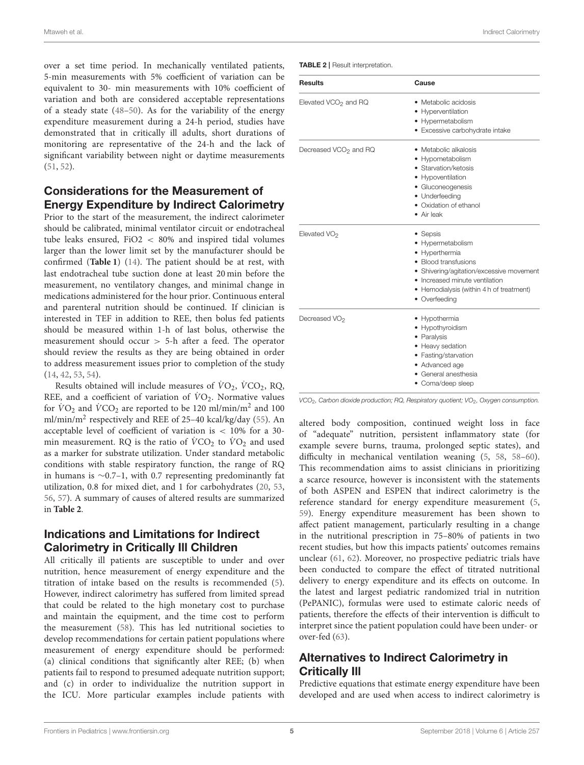over a set time period. In mechanically ventilated patients, 5-min measurements with 5% coefficient of variation can be equivalent to 30- min measurements with 10% coefficient of variation and both are considered acceptable representations of a steady state (48–50). As for the variability of the energy expenditure measurement during a 24-h period, studies have demonstrated that in critically ill adults, short durations of monitoring are representative of the 24-h and the lack of significant variability between night or daytime measurements (51, 52).

## Considerations for the Measurement of Energy Expenditure by Indirect Calorimetry

Prior to the start of the measurement, the indirect calorimeter should be calibrated, minimal ventilator circuit or endotracheal tube leaks ensured, FiO2 < 80% and inspired tidal volumes larger than the lower limit set by the manufacturer should be confirmed (**Table 1**) (14). The patient should be at rest, with last endotracheal tube suction done at least 20 min before the measurement, no ventilatory changes, and minimal change in medications administered for the hour prior. Continuous enteral and parenteral nutrition should be continued. If clinician is interested in TEF in addition to REE, then bolus fed patients should be measured within 1-h of last bolus, otherwise the measurement should occur > 5-h after a feed. The operator should review the results as they are being obtained in order to address measurement issues prior to completion of the study (14, 42, 53, 54).

Results obtained will include measures of $\dot{V}O_2$, $\dot{V}CO_2$, RQ, REE, and a coefficient of variation of $\dot{V}O_2$. Normative values for $\dot{V}O_2$ and $\dot{V}CO_2$ are reported to be 120 ml/min/m$^2$ and 100 ml/min/m$^2$ respectively and REE of 25–40 kcal/kg/day (55). An acceptable level of coefficient of variation is < 10% for a 30-min measurement. RQ is the ratio of $\dot{V}CO_2$ to $\dot{V}O_2$ and used as a marker for substrate utilization. Under standard metabolic conditions with stable respiratory function, the range of RQ in humans is ∼0.7–1, with 0.7 representing predominantly fat utilization, 0.8 for mixed diet, and 1 for carbohydrates (20, 53, 56, 57). A summary of causes of altered results are summarized in **Table 2**.

**TABLE 2** | Result interpretation.

| Results | Cause |
|---|---|
| Elevated $VCO_2$ and RQ | • Metabolic acidosis<br>• Hyperventilation<br>• Hypermetabolism<br>• Excessive carbohydrate intake |
| Decreased $VCO_2$ and RQ | • Metabolic alkalosis<br>• Hypometabolism<br>• Starvation/ketosis<br>• Hypoventilation<br>• Gluconeogenesis<br>• Underfeeding<br>• Oxidation of ethanol<br>• Air leak |
| Elevated $VO_2$ | • Sepsis<br>• Hypermetabolism<br>• Hyperthermia<br>• Blood transfusions<br>• Shivering/agitation/excessive movement<br>• Increased minute ventilation<br>• Hemodialysis (within 4 h of treatment)<br>• Overfeeding |
| Decreased $VO_2$ | • Hypothermia<br>• Hypothyroidism<br>• Paralysis<br>• Heavy sedation<br>• Fasting/starvation<br>• Advanced age<br>• General anesthesia<br>• Coma/deep sleep |

*$VCO_2$, Carbon dioxide production; RQ, Respiratory quotient; $VO_2$, Oxygen consumption.*

## Indications and Limitations for Indirect Calorimetry in Critically Ill Children

All critically ill patients are susceptible to under and over nutrition, hence measurement of energy expenditure and the titration of intake based on the results is recommended (5). However, indirect calorimetry has suffered from limited spread that could be related to the high monetary cost to purchase and maintain the equipment, and the time cost to perform the measurement (58). This has led nutritional societies to develop recommendations for certain patient populations where measurement of energy expenditure should be performed: (a) clinical conditions that significantly alter REE; (b) when patients fail to respond to presumed adequate nutrition support; and (c) in order to individualize the nutrition support in the ICU. More particular examples include patients with altered body composition, continued weight loss in face of "adequate" nutrition, persistent inflammatory state (for example severe burns, trauma, prolonged septic states), and difficulty in mechanical ventilation weaning (5, 58, 58–60). This recommendation aims to assist clinicians in prioritizing a scarce resource, however is inconsistent with the statements of both ASPEN and ESPEN that indirect calorimetry is the reference standard for energy expenditure measurement (5, 59). Energy expenditure measurement has been shown to affect patient management, particularly resulting in a change in the nutritional prescription in 75–80% of patients in two recent studies, but how this impacts patients' outcomes remains unclear (61, 62). Moreover, no prospective pediatric trials have been conducted to compare the effect of titrated nutritional delivery to energy expenditure and its effects on outcome. In the latest and largest pediatric randomized trial in nutrition (PePANIC), formulas were used to estimate caloric needs of patients, therefore the effects of their intervention is difficult to interpret since the patient population could have been under- or over-fed (63).

## Alternatives to Indirect Calorimetry in Critically Ill

Predictive equations that estimate energy expenditure have been developed and are used when access to indirect calorimetry is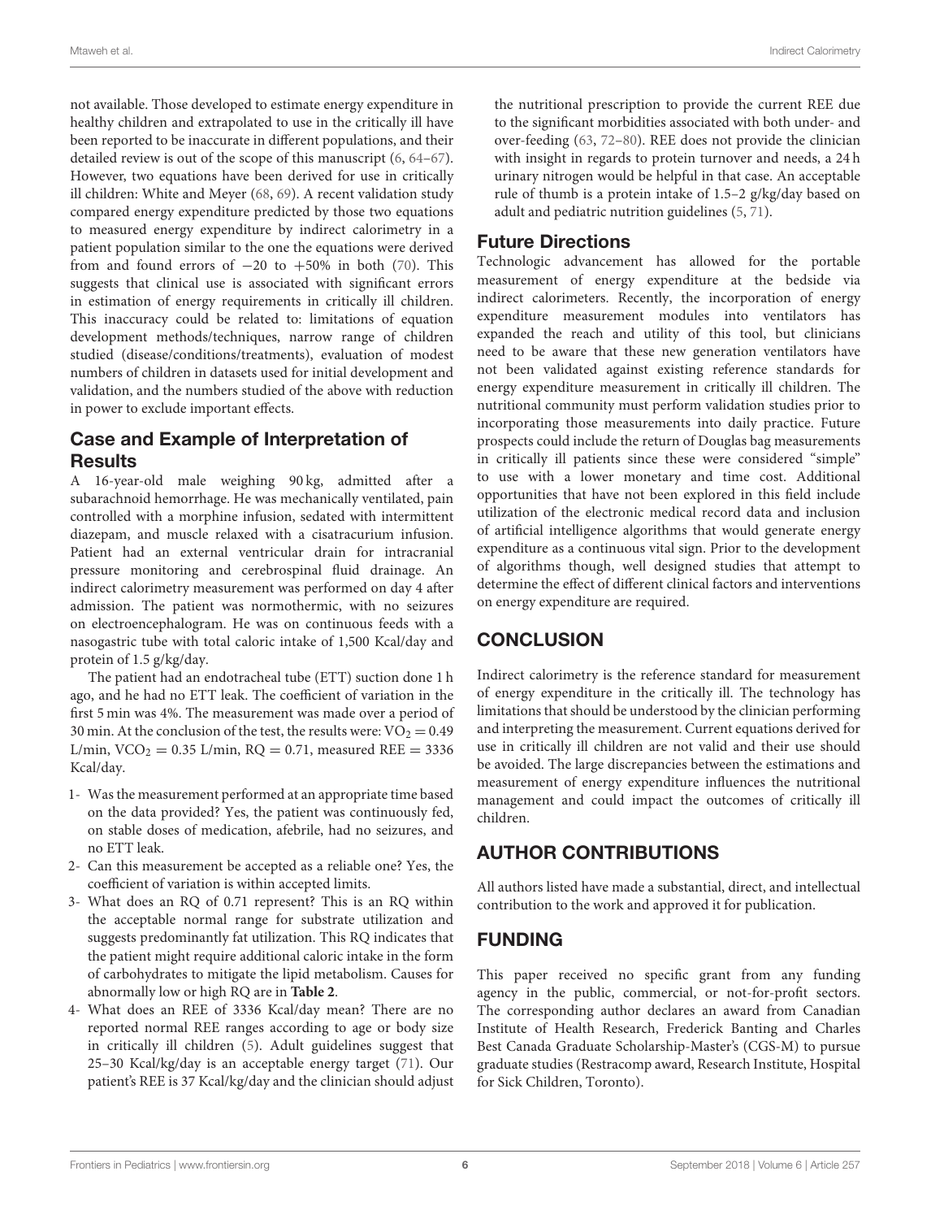not available. Those developed to estimate energy expenditure in healthy children and extrapolated to use in the critically ill have been reported to be inaccurate in different populations, and their detailed review is out of the scope of this manuscript (6, 64–67). However, two equations have been derived for use in critically ill children: White and Meyer (68, 69). A recent validation study compared energy expenditure predicted by those two equations to measured energy expenditure by indirect calorimetry in a patient population similar to the one the equations were derived from and found errors of −20 to +50% in both (70). This suggests that clinical use is associated with significant errors in estimation of energy requirements in critically ill children. This inaccuracy could be related to: limitations of equation development methods/techniques, narrow range of children studied (disease/conditions/treatments), evaluation of modest numbers of children in datasets used for initial development and validation, and the numbers studied of the above with reduction in power to exclude important effects.

## Case and Example of Interpretation of Results

A 16-year-old male weighing 90 kg, admitted after a subarachnoid hemorrhage. He was mechanically ventilated, pain controlled with a morphine infusion, sedated with intermittent diazepam, and muscle relaxed with a cisatracurium infusion. Patient had an external ventricular drain for intracranial pressure monitoring and cerebrospinal fluid drainage. An indirect calorimetry measurement was performed on day 4 after admission. The patient was normothermic, with no seizures on electroencephalogram. He was on continuous feeds with a nasogastric tube with total caloric intake of 1,500 Kcal/day and protein of 1.5 g/kg/day.

The patient had an endotracheal tube (ETT) suction done 1 h ago, and he had no ETT leak. The coefficient of variation in the first 5 min was 4%. The measurement was made over a period of 30 min. At the conclusion of the test, the results were: $VO_2$ = 0.49 L/min, $VCO_2$ = 0.35 L/min, RQ = 0.71, measured REE = 3336 Kcal/day.

1- Was the measurement performed at an appropriate time based on the data provided? Yes, the patient was continuously fed, on stable doses of medication, afebrile, had no seizures, and no ETT leak.
2- Can this measurement be accepted as a reliable one? Yes, the coefficient of variation is within accepted limits.
3- What does an RQ of 0.71 represent? This is an RQ within the acceptable normal range for substrate utilization and suggests predominantly fat utilization. This RQ indicates that the patient might require additional caloric intake in the form of carbohydrates to mitigate the lipid metabolism. Causes for abnormally low or high RQ are in **Table 2**.
4- What does an REE of 3336 Kcal/day mean? There are no reported normal REE ranges according to age or body size in critically ill children (5). Adult guidelines suggest that 25–30 Kcal/kg/day is an acceptable energy target (71). Our patient's REE is 37 Kcal/kg/day and the clinician should adjust the nutritional prescription to provide the current REE due to the significant morbidities associated with both under- and over-feeding (63, 72–80). REE does not provide the clinician with insight in regards to protein turnover and needs, a 24 h urinary nitrogen would be helpful in that case. An acceptable rule of thumb is a protein intake of 1.5–2 g/kg/day based on adult and pediatric nutrition guidelines (5, 71).

## Future Directions

Technologic advancement has allowed for the portable measurement of energy expenditure at the bedside via indirect calorimeters. Recently, the incorporation of energy expenditure measurement modules into ventilators has expanded the reach and utility of this tool, but clinicians need to be aware that these new generation ventilators have not been validated against existing reference standards for energy expenditure measurement in critically ill children. The nutritional community must perform validation studies prior to incorporating those measurements into daily practice. Future prospects could include the return of Douglas bag measurements in critically ill patients since these were considered "simple" to use with a lower monetary and time cost. Additional opportunities that have not been explored in this field include utilization of the electronic medical record data and inclusion of artificial intelligence algorithms that would generate energy expenditure as a continuous vital sign. Prior to the development of algorithms though, well designed studies that attempt to determine the effect of different clinical factors and interventions on energy expenditure are required.

# CONCLUSION

Indirect calorimetry is the reference standard for measurement of energy expenditure in the critically ill. The technology has limitations that should be understood by the clinician performing and interpreting the measurement. Current equations derived for use in critically ill children are not valid and their use should be avoided. The large discrepancies between the estimations and measurement of energy expenditure influences the nutritional management and could impact the outcomes of critically ill children.

# AUTHOR CONTRIBUTIONS

All authors listed have made a substantial, direct, and intellectual contribution to the work and approved it for publication.

# FUNDING

This paper received no specific grant from any funding agency in the public, commercial, or not-for-profit sectors. The corresponding author declares an award from Canadian Institute of Health Research, Frederick Banting and Charles Best Canada Graduate Scholarship-Master's (CGS-M) to pursue graduate studies (Restracomp award, Research Institute, Hospital for Sick Children, Toronto).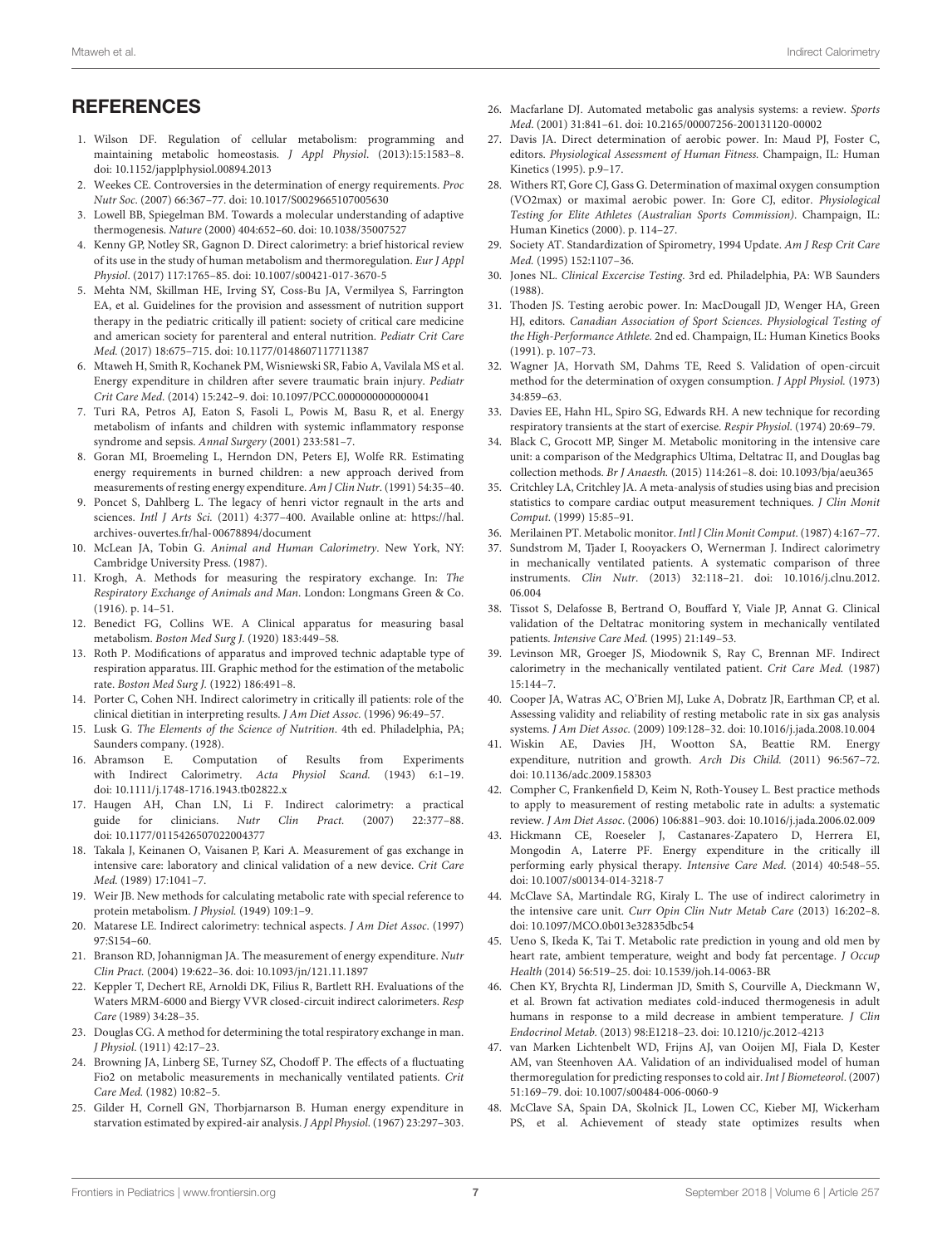## REFERENCES

1. Wilson DF. Regulation of cellular metabolism: programming and maintaining metabolic homeostasis. *J Appl Physiol*. (2013):15:1583–8. doi: 10.1152/japplphysiol.00894.2013
2. Weekes CE. Controversies in the determination of energy requirements. *Proc Nutr Soc*. (2007) 66:367–77. doi: 10.1017/S0029665107005630
3. Lowell BB, Spiegelman BM. Towards a molecular understanding of adaptive thermogenesis. *Nature* (2000) 404:652–60. doi: 10.1038/35007527
4. Kenny GP, Notley SR, Gagnon D. Direct calorimetry: a brief historical review of its use in the study of human metabolism and thermoregulation. *Eur J Appl Physiol*. (2017) 117:1765–85. doi: 10.1007/s00421-017-3670-5
5. Mehta NM, Skillman HE, Irving SY, Coss-Bu JA, Vermilyea S, Farrington EA, et al. Guidelines for the provision and assessment of nutrition support therapy in the pediatric critically ill patient: society of critical care medicine and american society for parenteral and enteral nutrition. *Pediatr Crit Care Med*. (2017) 18:675–715. doi: 10.1177/0148607117711387
6. Mtaweh H, Smith R, Kochanek PM, Wisniewski SR, Fabio A, Vavilala MS et al. Energy expenditure in children after severe traumatic brain injury. *Pediatr Crit Care Med*. (2014) 15:242–9. doi: 10.1097/PCC.0000000000000041
7. Turi RA, Petros AJ, Eaton S, Fasoli L, Powis M, Basu R, et al. Energy metabolism of infants and children with systemic inflammatory response syndrome and sepsis. *Annal Surgery* (2001) 233:581–7.
8. Goran MI, Broemeling L, Herndon DN, Peters EJ, Wolfe RR. Estimating energy requirements in burned children: a new approach derived from measurements of resting energy expenditure. *Am J Clin Nutr*. (1991) 54:35–40.
9. Poncet S, Dahlberg L. The legacy of henri victor regnault in the arts and sciences. *Intl J Arts Sci*. (2011) 4:377–400. Available online at: https://hal.archives-ouvertes.fr/hal-00678894/document
10. McLean JA, Tobin G. *Animal and Human Calorimetry*. New York, NY: Cambridge University Press. (1987).
11. Krogh, A. Methods for measuring the respiratory exchange. In: *The Respiratory Exchange of Animals and Man*. London: Longmans Green & Co. (1916). p. 14–51.
12. Benedict FG, Collins WE. A Clinical apparatus for measuring basal metabolism. *Boston Med Surg J*. (1920) 183:449–58.
13. Roth P. Modifications of apparatus and improved technic adaptable type of respiration apparatus. III. Graphic method for the estimation of the metabolic rate. *Boston Med Surg J*. (1922) 186:491–8.
14. Porter C, Cohen NH. Indirect calorimetry in critically ill patients: role of the clinical dietitian in interpreting results. *J Am Diet Assoc*. (1996) 96:49–57.
15. Lusk G. *The Elements of the Science of Nutrition*. 4th ed. Philadelphia, PA; Saunders company. (1928).
16. Abramson E. Computation of Results from Experiments with Indirect Calorimetry. *Acta Physiol Scand*. (1943) 6:1–19. doi: 10.1111/j.1748-1716.1943.tb02822.x
17. Haugen AH, Chan LN, Li F. Indirect calorimetry: a practical guide for clinicians. *Nutr Clin Pract*. (2007) 22:377–88. doi: 10.1177/0115426507022004377
18. Takala J, Keinanen O, Vaisanen P, Kari A. Measurement of gas exchange in intensive care: laboratory and clinical validation of a new device. *Crit Care Med*. (1989) 17:1041–7.
19. Weir JB. New methods for calculating metabolic rate with special reference to protein metabolism. *J Physiol*. (1949) 109:1–9.
20. Matarese LE. Indirect calorimetry: technical aspects. *J Am Diet Assoc*. (1997) 97:S154–60.
21. Branson RD, Johannigman JA. The measurement of energy expenditure. *Nutr Clin Pract*. (2004) 19:622–36. doi: 10.1093/jn/121.11.1897
22. Keppler T, Dechert RE, Arnoldi DK, Filius R, Bartlett RH. Evaluations of the Waters MRM-6000 and Biergy VVR closed-circuit indirect calorimeters. *Resp Care* (1989) 34:28–35.
23. Douglas CG. A method for determining the total respiratory exchange in man. *J Physiol*. (1911) 42:17–23.
24. Browning JA, Linberg SE, Turney SZ, Chodoff P. The effects of a fluctuating Fio2 on metabolic measurements in mechanically ventilated patients. *Crit Care Med*. (1982) 10:82–5.
25. Gilder H, Cornell GN, Thorbjarnarson B. Human energy expenditure in starvation estimated by expired-air analysis. *J Appl Physiol*. (1967) 23:297–303.
26. Macfarlane DJ. Automated metabolic gas analysis systems: a review. *Sports Med*. (2001) 31:841–61. doi: 10.2165/00007256-200131120-00002
27. Davis JA. Direct determination of aerobic power. In: Maud PJ, Foster C, editors. *Physiological Assessment of Human Fitness*. Champaign, IL: Human Kinetics (1995). p.9–17.
28. Withers RT, Gore CJ, Gass G. Determination of maximal oxygen consumption (VO2max) or maximal aerobic power. In: Gore CJ, editor. *Physiological Testing for Elite Athletes (Australian Sports Commission)*. Champaign, IL: Human Kinetics (2000). p. 114–27.
29. Society AT. Standardization of Spirometry, 1994 Update. *Am J Resp Crit Care Med*. (1995) 152:1107–36.
30. Jones NL. *Clinical Excercise Testing*. 3rd ed. Philadelphia, PA: WB Saunders (1988).
31. Thoden JS. Testing aerobic power. In: MacDougall JD, Wenger HA, Green HJ, editors. *Canadian Association of Sport Sciences. Physiological Testing of the High-Performance Athlete*. 2nd ed. Champaign, IL: Human Kinetics Books (1991). p. 107–73.
32. Wagner JA, Horvath SM, Dahms TE, Reed S. Validation of open-circuit method for the determination of oxygen consumption. *J Appl Physiol*. (1973) 34:859–63.
33. Davies EE, Hahn HL, Spiro SG, Edwards RH. A new technique for recording respiratory transients at the start of exercise. *Respir Physiol*. (1974) 20:69–79.
34. Black C, Grocott MP, Singer M. Metabolic monitoring in the intensive care unit: a comparison of the Medgraphics Ultima, Deltatrac II, and Douglas bag collection methods. *Br J Anaesth*. (2015) 114:261–8. doi: 10.1093/bja/aeu365
35. Critchley LA, Critchley JA. A meta-analysis of studies using bias and precision statistics to compare cardiac output measurement techniques. *J Clin Monit Comput*. (1999) 15:85–91.
36. Merilainen PT. Metabolic monitor. *Intl J Clin Monit Comput*. (1987) 4:167–77.
37. Sundstrom M, Tjader I, Rooyackers O, Wernerman J. Indirect calorimetry in mechanically ventilated patients. A systematic comparison of three instruments. *Clin Nutr*. (2013) 32:118–21. doi: 10.1016/j.clnu.2012.06.004
38. Tissot S, Delafosse B, Bertrand O, Bouffard Y, Viale JP, Annat G. Clinical validation of the Deltatrac monitoring system in mechanically ventilated patients. *Intensive Care Med*. (1995) 21:149–53.
39. Levinson MR, Groeger JS, Miodownik S, Ray C, Brennan MF. Indirect calorimetry in the mechanically ventilated patient. *Crit Care Med*. (1987) 15:144–7.
40. Cooper JA, Watras AC, O'Brien MJ, Luke A, Dobratz JR, Earthman CP, et al. Assessing validity and reliability of resting metabolic rate in six gas analysis systems. *J Am Diet Assoc*. (2009) 109:128–32. doi: 10.1016/j.jada.2008.10.004
41. Wiskin AE, Davies JH, Wootton SA, Beattie RM. Energy expenditure, nutrition and growth. *Arch Dis Child*. (2011) 96:567–72. doi: 10.1136/adc.2009.158303
42. Compher C, Frankenfield D, Keim N, Roth-Yousey L. Best practice methods to apply to measurement of resting metabolic rate in adults: a systematic review. *J Am Diet Assoc*. (2006) 106:881–903. doi: 10.1016/j.jada.2006.02.009
43. Hickmann CE, Roeseler J, Castanares-Zapatero D, Herrera EI, Mongodin A, Laterre PF. Energy expenditure in the critically ill performing early physical therapy. *Intensive Care Med*. (2014) 40:548–55. doi: 10.1007/s00134-014-3218-7
44. McClave SA, Martindale RG, Kiraly L. The use of indirect calorimetry in the intensive care unit. *Curr Opin Clin Nutr Metab Care* (2013) 16:202–8. doi: 10.1097/MCO.0b013e32835dbc54
45. Ueno S, Ikeda K, Tai T. Metabolic rate prediction in young and old men by heart rate, ambient temperature, weight and body fat percentage. *J Occup Health* (2014) 56:519–25. doi: 10.1539/joh.14-0063-BR
46. Chen KY, Brychta RJ, Linderman JD, Smith S, Courville A, Dieckmann W, et al. Brown fat activation mediates cold-induced thermogenesis in adult humans in response to a mild decrease in ambient temperature. *J Clin Endocrinol Metab*. (2013) 98:E1218–23. doi: 10.1210/jc.2012-4213
47. van Marken Lichtenbelt WD, Frijns AJ, van Ooijen MJ, Fiala D, Kester AM, van Steenhoven AA. Validation of an individualised model of human thermoregulation for predicting responses to cold air. *Int J Biometeorol*. (2007) 51:169–79. doi: 10.1007/s00484-006-0060-9
48. McClave SA, Spain DA, Skolnick JL, Lowen CC, Kieber MJ, Wickerham PS, et al. Achievement of steady state optimizes results when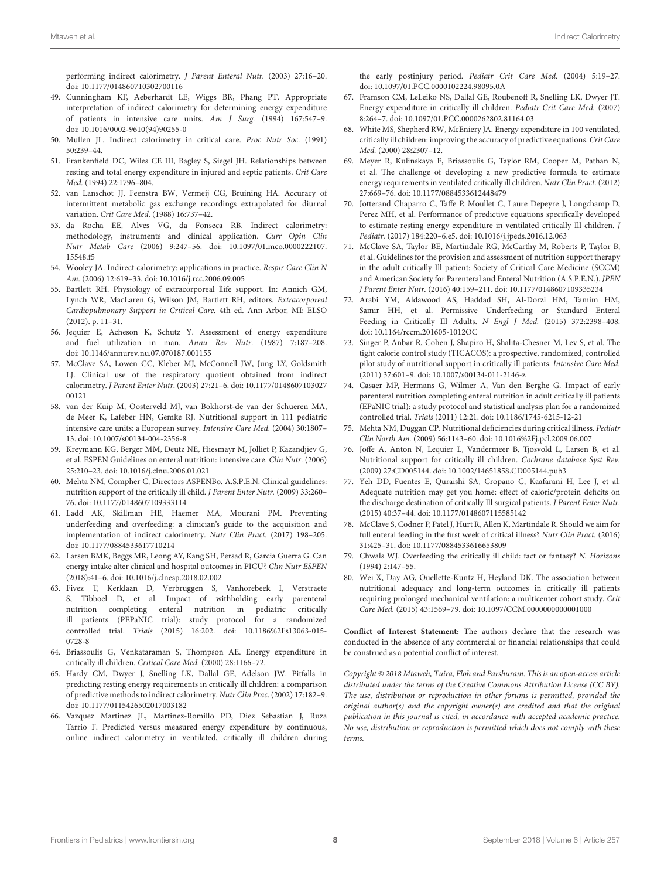performing indirect calorimetry. *J Parent Enteral Nutr.* (2003) 27:16–20. doi: 10.1177/014860710302700116

49. Cunningham KF, Aeberhardt LE, Wiggs BR, Phang PT. Appropriate interpretation of indirect calorimetry for determining energy expenditure of patients in intensive care units. *Am J Surg.* (1994) 167:547–9. doi: 10.1016/0002-9610(94)90255-0
50. Mullen JL. Indirect calorimetry in critical care. *Proc Nutr Soc.* (1991) 50:239–44.
51. Frankenfield DC, Wiles CE III, Bagley S, Siegel JH. Relationships between resting and total energy expenditure in injured and septic patients. *Crit Care Med.* (1994) 22:1796–804.
52. van Lanschot JJ, Feenstra BW, Vermeij CG, Bruining HA. Accuracy of intermittent metabolic gas exchange recordings extrapolated for diurnal variation. *Crit Care Med.* (1988) 16:737–42.
53. da Rocha EE, Alves VG, da Fonseca RB. Indirect calorimetry: methodology, instruments and clinical application. *Curr Opin Clin Nutr Metab Care* (2006) 9:247–56. doi: 10.1097/01.mco.0000222107.15548.f5
54. Wooley JA. Indirect calorimetry: applications in practice. *Respir Care Clin N Am.* (2006) 12:619–33. doi: 10.1016/j.rcc.2006.09.005
55. Bartlett RH. Physiology of extracorporeal llife support. In: Annich GM, Lynch WR, MacLaren G, Wilson JM, Bartlett RH, editors. *Extracorporeal Cardiopulmonary Support in Critical Care.* 4th ed. Ann Arbor, MI: ELSO (2012). p. 11–31.
56. Jequier E, Acheson K, Schutz Y. Assessment of energy expenditure and fuel utilization in man. *Annu Rev Nutr.* (1987) 7:187–208. doi: 10.1146/annurev.nu.07.070187.001155
57. McClave SA, Lowen CC, Kleber MJ, McConnell JW, Jung LY, Goldsmith LJ. Clinical use of the respiratory quotient obtained from indirect calorimetry. *J Parent Enter Nutr.* (2003) 27:21–6. doi: 10.1177/014860710302700121
58. van der Kuip M, Oosterveld MJ, van Bokhorst-de van der Schueren MA, de Meer K, Lafeber HN, Gemke RJ. Nutritional support in 111 pediatric intensive care units: a European survey. *Intensive Care Med.* (2004) 30:1807–13. doi: 10.1007/s00134-004-2356-8
59. Kreymann KG, Berger MM, Deutz NE, Hiesmayr M, Jolliet P, Kazandjiev G, et al. ESPEN Guidelines on enteral nutrition: intensive care. *Clin Nutr.* (2006) 25:210–23. doi: 10.1016/j.clnu.2006.01.021
60. Mehta NM, Compher C, Directors ASPENBo. A.S.P.E.N. Clinical guidelines: nutrition support of the critically ill child. *J Parent Enter Nutr.* (2009) 33:260–76. doi: 10.1177/0148607109333114
61. Ladd AK, Skillman HE, Haemer MA, Mourani PM. Preventing underfeeding and overfeeding: a clinician's guide to the acquisition and implementation of indirect calorimetry. *Nutr Clin Pract.* (2017) 198–205. doi: 10.1177/0884533617710214
62. Larsen BMK, Beggs MR, Leong AY, Kang SH, Persad R, Garcia Guerra G. Can energy intake alter clinical and hospital outcomes in PICU? *Clin Nutr ESPEN* (2018):41–6. doi: 10.1016/j.clnesp.2018.02.002
63. Fivez T, Kerklaan D, Verbruggen S, Vanhorebeek I, Verstraete S, Tibboel D, et al. Impact of withholding early parenteral nutrition completing enteral nutrition in pediatric critically ill patients (PEPaNIC trial): study protocol for a randomized controlled trial. *Trials* (2015) 16:202. doi: 10.1186%2Fs13063-015-0728-8
64. Briassoulis G, Venkataraman S, Thompson AE. Energy expenditure in critically ill children. *Critical Care Med.* (2000) 28:1166–72.
65. Hardy CM, Dwyer J, Snelling LK, Dallal GE, Adelson JW. Pitfalls in predicting resting energy requirements in critically ill children: a comparison of predictive methods to indirect calorimetry. *Nutr Clin Prac.* (2002) 17:182–9. doi: 10.1177/0115426502017003182
66. Vazquez Martinez JL, Martinez-Romillo PD, Diez Sebastian J, Ruza Tarrio F. Predicted versus measured energy expenditure by continuous, online indirect calorimetry in ventilated, critically ill children during the early postinjury period. *Pediatr Crit Care Med.* (2004) 5:19–27. doi: 10.1097/01.PCC.0000102224.98095.0A
67. Framson CM, LeLeiko NS, Dallal GE, Roubenoff R, Snelling LK, Dwyer JT. Energy expenditure in critically ill children. *Pediatr Crit Care Med.* (2007) 8:264–7. doi: 10.1097/01.PCC.0000262802.81164.03
68. White MS, Shepherd RW, McEniery JA. Energy expenditure in 100 ventilated, critically ill children: improving the accuracy of predictive equations. *Crit Care Med.* (2000) 28:2307–12.
69. Meyer R, Kulinskaya E, Briassoulis G, Taylor RM, Cooper M, Pathan N, et al. The challenge of developing a new predictive formula to estimate energy requirements in ventilated critically ill children. *Nutr Clin Pract.* (2012) 27:669–76. doi: 10.1177/0884533612448479
70. Jotterand Chaparro C, Taffe P, Moullet C, Laure Depeyre J, Longchamp D, Perez MH, et al. Performance of predictive equations specifically developed to estimate resting energy expenditure in ventilated critically Ill children. *J Pediatr.* (2017) 184:220–6.e5. doi: 10.1016/j.jpeds.2016.12.063
71. McClave SA, Taylor BE, Martindale RG, McCarthy M, Roberts P, Taylor B, et al. Guidelines for the provision and assessment of nutrition support therapy in the adult critically Ill patient: Society of Critical Care Medicine (SCCM) and American Society for Parenteral and Enteral Nutrition (A.S.P.E.N.). *JPEN J Parent Enter Nutr.* (2016) 40:159–211. doi: 10.1177/0148607109335234
72. Arabi YM, Aldawood AS, Haddad SH, Al-Dorzi HM, Tamim HM, Samir HH, et al. Permissive Underfeeding or Standard Enteral Feeding in Critically Ill Adults. *N Engl J Med.* (2015) 372:2398–408. doi: 10.1164/rccm.201605-1012OC
73. Singer P, Anbar R, Cohen J, Shapiro H, Shalita-Chesner M, Lev S, et al. The tight calorie control study (TICACOS): a prospective, randomized, controlled pilot study of nutritional support in critically ill patients. *Intensive Care Med.* (2011) 37:601–9. doi: 10.1007/s00134-011-2146-z
74. Casaer MP, Hermans G, Wilmer A, Van den Berghe G. Impact of early parenteral nutrition completing enteral nutrition in adult critically ill patients (EPaNIC trial): a study protocol and statistical analysis plan for a randomized controlled trial. *Trials* (2011) 12:21. doi: 10.1186/1745-6215-12-21
75. Mehta NM, Duggan CP. Nutritional deficiencies during critical illness. *Pediatr Clin North Am.* (2009) 56:1143–60. doi: 10.1016%2Fj.pcl.2009.06.007
76. Joffe A, Anton N, Lequier L, Vandermeer B, Tjosvold L, Larsen B, et al. Nutritional support for critically ill children. *Cochrane database Syst Rev.* (2009) 27:CD005144. doi: 10.1002/14651858.CD005144.pub3
77. Yeh DD, Fuentes E, Quraishi SA, Cropano C, Kaafarani H, Lee J, et al. Adequate nutrition may get you home: effect of caloric/protein deficits on the discharge destination of critically Ill surgical patients. *J Parent Enter Nutr.* (2015) 40:37–44. doi: 10.1177/0148607115585142
78. McClave S, Codner P, Patel J, Hurt R, Allen K, Martindale R. Should we aim for full enteral feeding in the first week of critical illness? *Nutr Clin Pract.* (2016) 31:425–31. doi: 10.1177/0884533616653809
79. Chwals WJ. Overfeeding the critically ill child: fact or fantasy? *N. Horizons* (1994) 2:147–55.
80. Wei X, Day AG, Ouellette-Kuntz H, Heyland DK. The association between nutritional adequacy and long-term outcomes in critically ill patients requiring prolonged mechanical ventilation: a multicenter cohort study. *Crit Care Med.* (2015) 43:1569–79. doi: 10.1097/CCM.0000000000001000

**Conflict of Interest Statement:** The authors declare that the research was conducted in the absence of any commercial or financial relationships that could be construed as a potential conflict of interest.

*Copyright © 2018 Mtaweh, Tuira, Floh and Parshuram. This is an open-access article distributed under the terms of the Creative Commons Attribution License (CC BY). The use, distribution or reproduction in other forums is permitted, provided the original author(s) and the copyright owner(s) are credited and that the original publication in this journal is cited, in accordance with accepted academic practice. No use, distribution or reproduction is permitted which does not comply with these terms.*